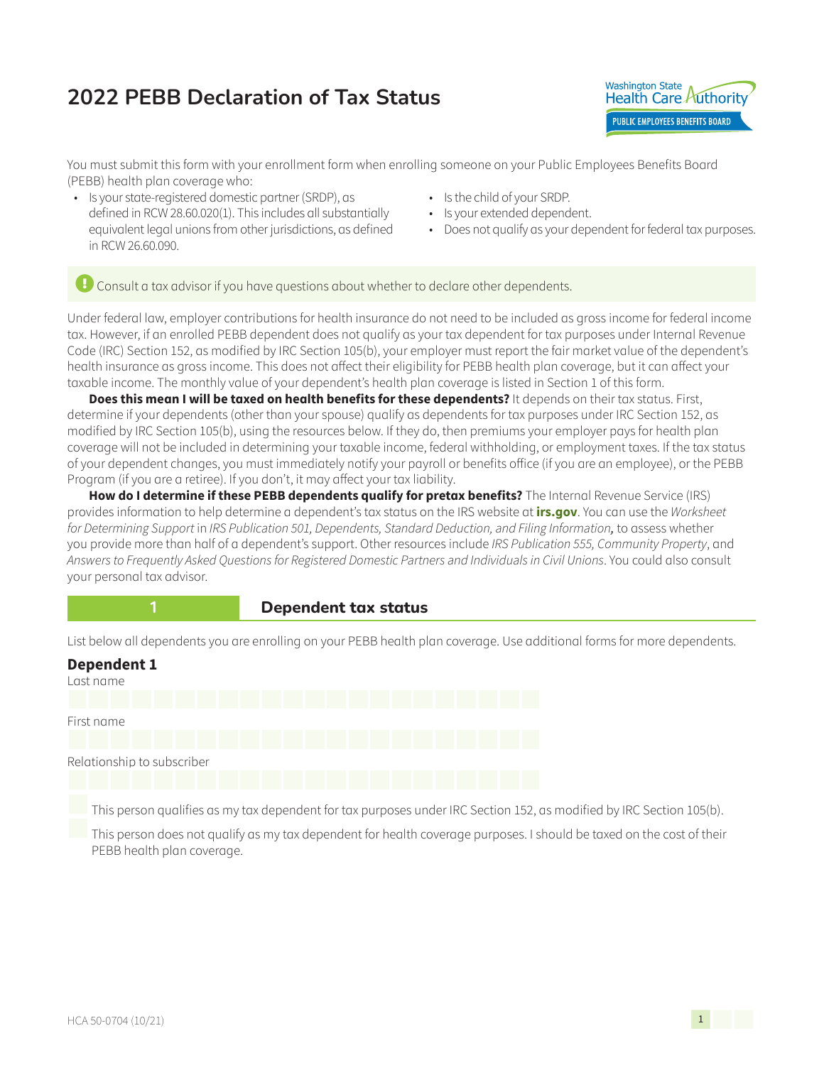# 2022 PEBB Declaration of Tax Status

Washington State Health Care Authority
PUBLIC EMPLOYEES BENEFITS BOARD

You must submit this form with your enrollment form when enrolling someone on your Public Employees Benefits Board (PEBB) health plan coverage who:

- Is your state-registered domestic partner (SRDP), as defined in RCW 28.60.020(1). This includes all substantially equivalent legal unions from other jurisdictions, as defined in RCW 26.60.090.
- Is the child of your SRDP.
- Is your extended dependent.
- Does not qualify as your dependent for federal tax purposes.

Consult a tax advisor if you have questions about whether to declare other dependents.

Under federal law, employer contributions for health insurance do not need to be included as gross income for federal income tax. However, if an enrolled PEBB dependent does not qualify as your tax dependent for tax purposes under Internal Revenue Code (IRC) Section 152, as modified by IRC Section 105(b), your employer must report the fair market value of the dependent's health insurance as gross income. This does not affect their eligibility for PEBB health plan coverage, but it can affect your taxable income. The monthly value of your dependent's health plan coverage is listed in Section 1 of this form.

**Does this mean I will be taxed on health benefits for these dependents?** It depends on their tax status. First, determine if your dependents (other than your spouse) qualify as dependents for tax purposes under IRC Section 152, as modified by IRC Section 105(b), using the resources below. If they do, then premiums your employer pays for health plan coverage will not be included in determining your taxable income, federal withholding, or employment taxes. If the tax status of your dependent changes, you must immediately notify your payroll or benefits office (if you are an employee), or the PEBB Program (if you are a retiree). If you don't, it may affect your tax liability.

**How do I determine if these PEBB dependents qualify for pretax benefits?** The Internal Revenue Service (IRS) provides information to help determine a dependent's tax status on the IRS website at **irs.gov**. You can use the *Worksheet for Determining Support* in *IRS Publication 501, Dependents, Standard Deduction, and Filing Information,* to assess whether you provide more than half of a dependent's support. Other resources include *IRS Publication 555, Community Property*, and *Answers to Frequently Asked Questions for Registered Domestic Partners and Individuals in Civil Unions*. You could also consult your personal tax advisor.

## 1 Dependent tax status

List below all dependents you are enrolling on your PEBB health plan coverage. Use additional forms for more dependents.

### Dependent 1

Last name

First name

Relationship to subscriber

☐ This person qualifies as my tax dependent for tax purposes under IRC Section 152, as modified by IRC Section 105(b).

☐ This person does not qualify as my tax dependent for health coverage purposes. I should be taxed on the cost of their PEBB health plan coverage.

HCA 50-0704 (10/21)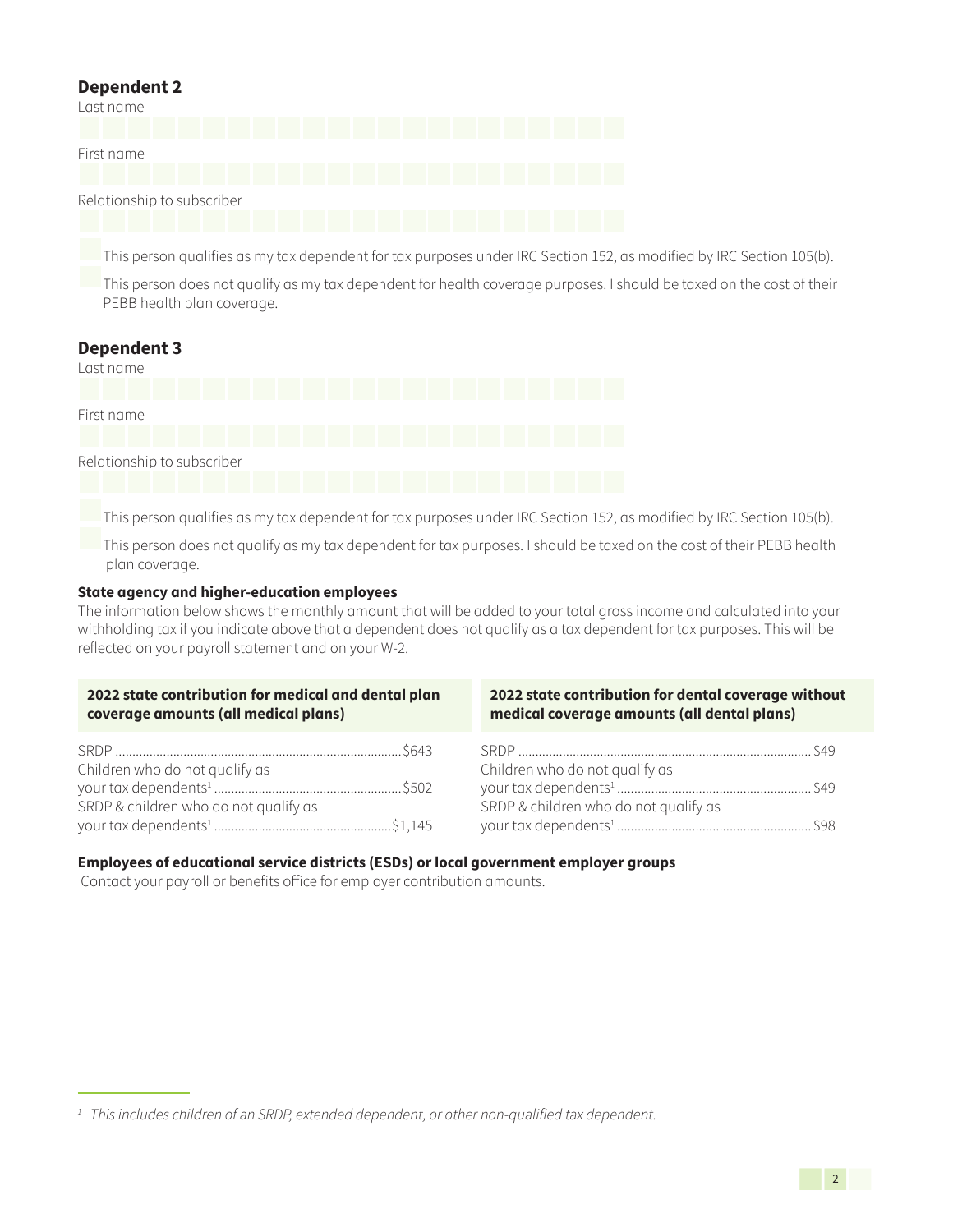## Dependent 2

Last name

First name

Relationship to subscriber

- [ ] This person qualifies as my tax dependent for tax purposes under IRC Section 152, as modified by IRC Section 105(b).
- [ ] This person does not qualify as my tax dependent for health coverage purposes. I should be taxed on the cost of their PEBB health plan coverage.

## Dependent 3

Last name

First name

Relationship to subscriber

- [ ] This person qualifies as my tax dependent for tax purposes under IRC Section 152, as modified by IRC Section 105(b).
- [ ] This person does not qualify as my tax dependent for tax purposes. I should be taxed on the cost of their PEBB health plan coverage.

### State agency and higher-education employees

The information below shows the monthly amount that will be added to your total gross income and calculated into your withholding tax if you indicate above that a dependent does not qualify as a tax dependent for tax purposes. This will be reflected on your payroll statement and on your W-2.

| 2022 state contribution for medical and dental plan coverage amounts (all medical plans) | |
|---|---|
| SRDP | $643 |
| Children who do not qualify as your tax dependents[1] | $502 |
| SRDP & children who do not qualify as your tax dependents[1] | $1,145 |

| 2022 state contribution for dental coverage without medical coverage amounts (all dental plans) | |
|---|---|
| SRDP | $49 |
| Children who do not qualify as your tax dependents[1] | $49 |
| SRDP & children who do not qualify as your tax dependents[1] | $98 |

### Employees of educational service districts (ESDs) or local government employer groups

Contact your payroll or benefits office for employer contribution amounts.

[1] *This includes children of an SRDP, extended dependent, or other non-qualified tax dependent.*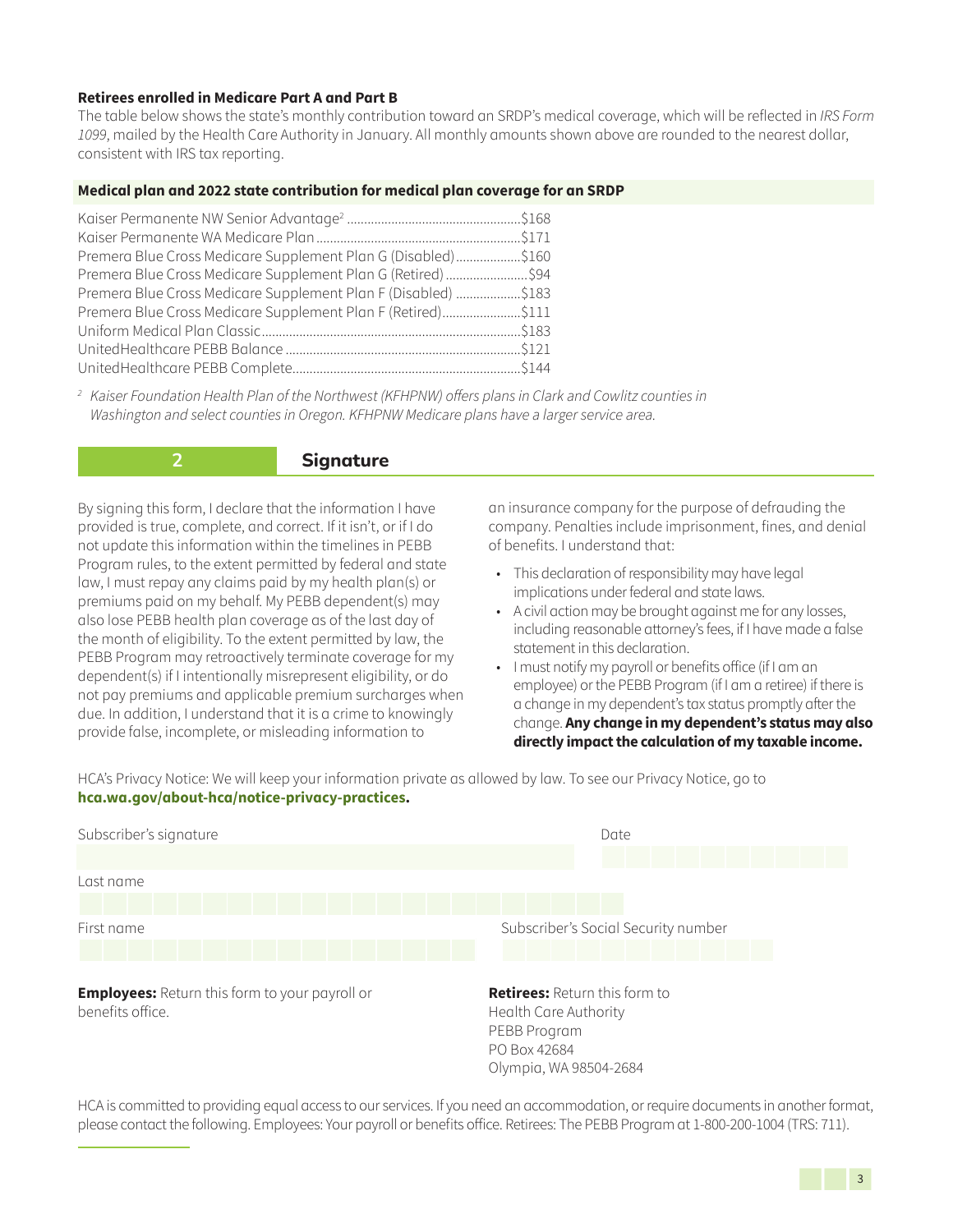### Retirees enrolled in Medicare Part A and Part B

The table below shows the state's monthly contribution toward an SRDP's medical coverage, which will be reflected in *IRS Form 1099*, mailed by the Health Care Authority in January. All monthly amounts shown above are rounded to the nearest dollar, consistent with IRS tax reporting.

### Medical plan and 2022 state contribution for medical plan coverage for an SRDP

| | |
|---|---|
| Kaiser Permanente NW Senior Advantage[2] | $168 |
| Kaiser Permanente WA Medicare Plan | $171 |
| Premera Blue Cross Medicare Supplement Plan G (Disabled) | $160 |
| Premera Blue Cross Medicare Supplement Plan G (Retired) | $94 |
| Premera Blue Cross Medicare Supplement Plan F (Disabled) | $183 |
| Premera Blue Cross Medicare Supplement Plan F (Retired) | $111 |
| Uniform Medical Plan Classic | $183 |
| UnitedHealthcare PEBB Balance | $121 |
| UnitedHealthcare PEBB Complete | $144 |

[2] *Kaiser Foundation Health Plan of the Northwest (KFHPNW) offers plans in Clark and Cowlitz counties in Washington and select counties in Oregon. KFHPNW Medicare plans have a larger service area.*

## 2 Signature

By signing this form, I declare that the information I have provided is true, complete, and correct. If it isn't, or if I do not update this information within the timelines in PEBB Program rules, to the extent permitted by federal and state law, I must repay any claims paid by my health plan(s) or premiums paid on my behalf. My PEBB dependent(s) may also lose PEBB health plan coverage as of the last day of the month of eligibility. To the extent permitted by law, the PEBB Program may retroactively terminate coverage for my dependent(s) if I intentionally misrepresent eligibility, or do not pay premiums and applicable premium surcharges when due. In addition, I understand that it is a crime to knowingly provide false, incomplete, or misleading information to an insurance company for the purpose of defrauding the company. Penalties include imprisonment, fines, and denial of benefits. I understand that:

- This declaration of responsibility may have legal implications under federal and state laws.
- A civil action may be brought against me for any losses, including reasonable attorney's fees, if I have made a false statement in this declaration.
- I must notify my payroll or benefits office (if I am an employee) or the PEBB Program (if I am a retiree) if there is a change in my dependent's tax status promptly after the change. **Any change in my dependent's status may also directly impact the calculation of my taxable income.**

HCA's Privacy Notice: We will keep your information private as allowed by law. To see our Privacy Notice, go to **hca.wa.gov/about-hca/notice-privacy-practices.**

Subscriber's signature

Date

Last name

First name

Subscriber's Social Security number

**Employees:** Return this form to your payroll or benefits office.

**Retirees:** Return this form to
Health Care Authority
PEBB Program
PO Box 42684
Olympia, WA 98504-2684

HCA is committed to providing equal access to our services. If you need an accommodation, or require documents in another format, please contact the following. Employees: Your payroll or benefits office. Retirees: The PEBB Program at 1-800-200-1004 (TRS: 711).